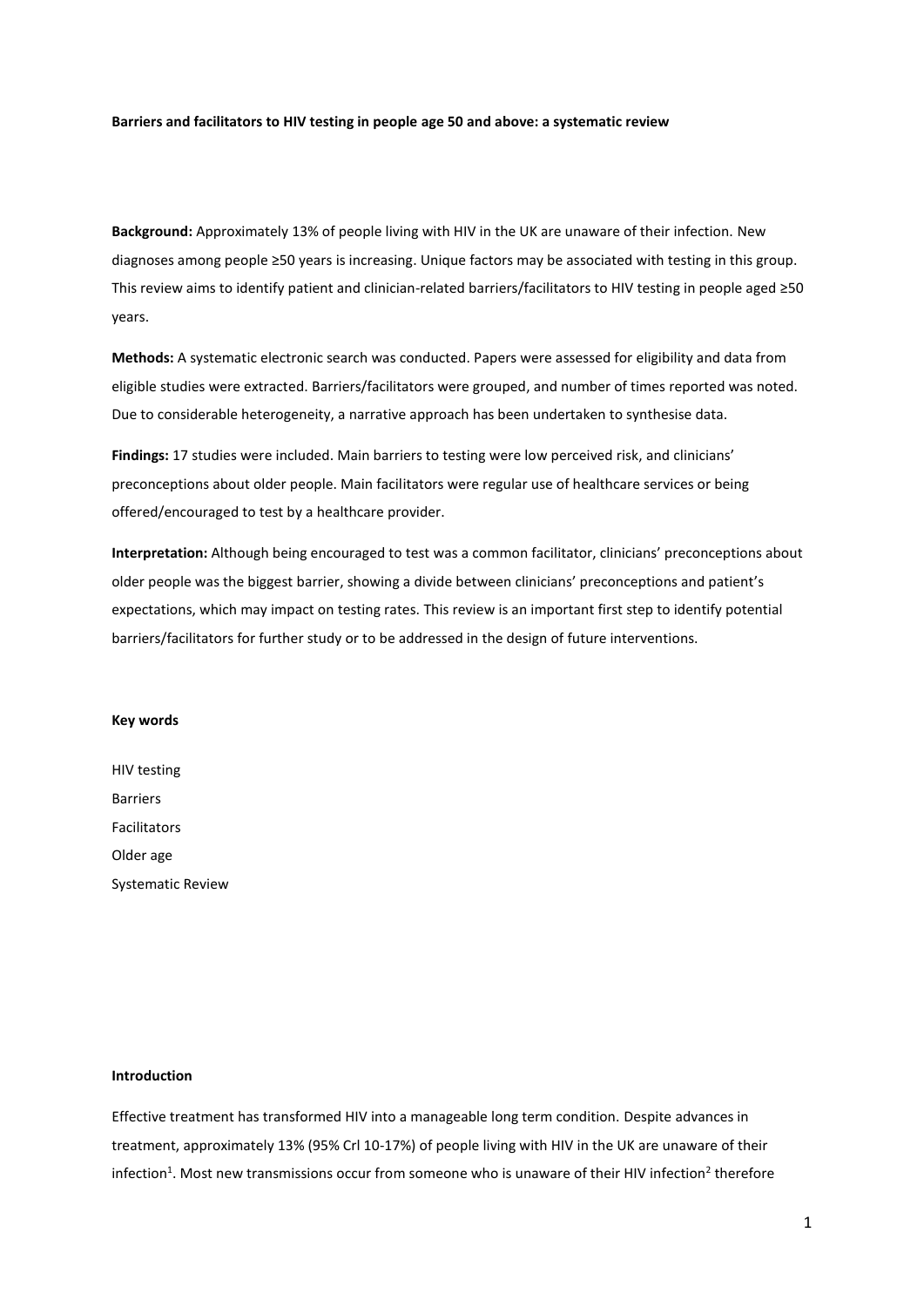**Barriers and facilitators to HIV testing in people age 50 and above: a systematic review**

**Background:** Approximately 13% of people living with HIV in the UK are unaware of their infection. New diagnoses among people ≥50 years is increasing. Unique factors may be associated with testing in this group. This review aims to identify patient and clinician-related barriers/facilitators to HIV testing in people aged ≥50 years.

**Methods:** A systematic electronic search was conducted. Papers were assessed for eligibility and data from eligible studies were extracted. Barriers/facilitators were grouped, and number of times reported was noted. Due to considerable heterogeneity, a narrative approach has been undertaken to synthesise data.

**Findings:** 17 studies were included. Main barriers to testing were low perceived risk, and clinicians' preconceptions about older people. Main facilitators were regular use of healthcare services or being offered/encouraged to test by a healthcare provider.

**Interpretation:** Although being encouraged to test was a common facilitator, clinicians' preconceptions about older people was the biggest barrier, showing a divide between clinicians' preconceptions and patient's expectations, which may impact on testing rates. This review is an important first step to identify potential barriers/facilitators for further study or to be addressed in the design of future interventions.

**Key words**

HIV testing

Barriers

Facilitators

Older age

Systematic Review

**Introduction**

Effective treatment has transformed HIV into a manageable long term condition. Despite advances in treatment, approximately 13% (95% Crl 10-17%) of people living with HIV in the UK are unaware of their infection[1]. Most new transmissions occur from someone who is unaware of their HIV infection[2] therefore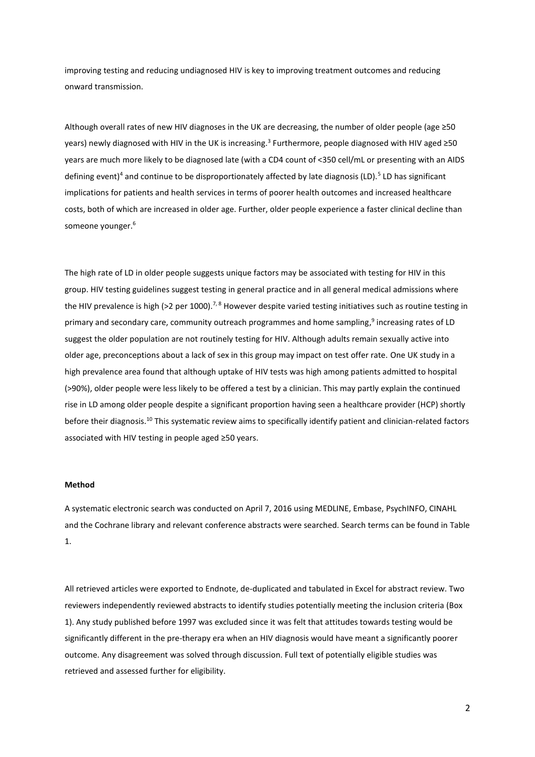improving testing and reducing undiagnosed HIV is key to improving treatment outcomes and reducing onward transmission.

Although overall rates of new HIV diagnoses in the UK are decreasing, the number of older people (age ≥50 years) newly diagnosed with HIV in the UK is increasing.[3] Furthermore, people diagnosed with HIV aged ≥50 years are much more likely to be diagnosed late (with a CD4 count of <350 cell/mL or presenting with an AIDS defining event)[4] and continue to be disproportionately affected by late diagnosis (LD).[5] LD has significant implications for patients and health services in terms of poorer health outcomes and increased healthcare costs, both of which are increased in older age. Further, older people experience a faster clinical decline than someone younger.[6]

The high rate of LD in older people suggests unique factors may be associated with testing for HIV in this group. HIV testing guidelines suggest testing in general practice and in all general medical admissions where the HIV prevalence is high (>2 per 1000).[7, 8] However despite varied testing initiatives such as routine testing in primary and secondary care, community outreach programmes and home sampling,[9] increasing rates of LD suggest the older population are not routinely testing for HIV. Although adults remain sexually active into older age, preconceptions about a lack of sex in this group may impact on test offer rate. One UK study in a high prevalence area found that although uptake of HIV tests was high among patients admitted to hospital (>90%), older people were less likely to be offered a test by a clinician. This may partly explain the continued rise in LD among older people despite a significant proportion having seen a healthcare provider (HCP) shortly before their diagnosis.[10] This systematic review aims to specifically identify patient and clinician-related factors associated with HIV testing in people aged ≥50 years.

**Method**

A systematic electronic search was conducted on April 7, 2016 using MEDLINE, Embase, PsychINFO, CINAHL and the Cochrane library and relevant conference abstracts were searched. Search terms can be found in Table 1.

All retrieved articles were exported to Endnote, de-duplicated and tabulated in Excel for abstract review. Two reviewers independently reviewed abstracts to identify studies potentially meeting the inclusion criteria (Box 1). Any study published before 1997 was excluded since it was felt that attitudes towards testing would be significantly different in the pre-therapy era when an HIV diagnosis would have meant a significantly poorer outcome. Any disagreement was solved through discussion. Full text of potentially eligible studies was retrieved and assessed further for eligibility.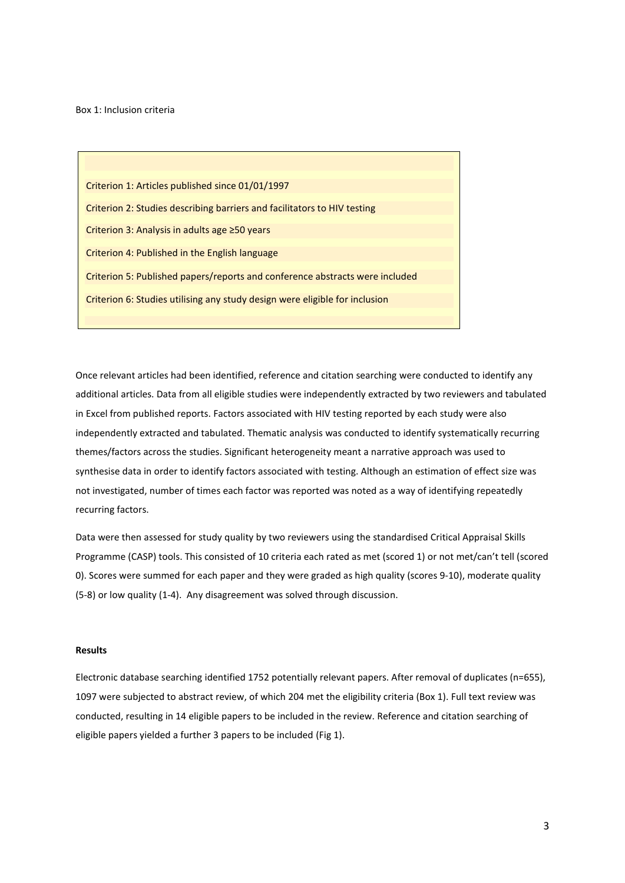Box 1: Inclusion criteria

Criterion 1: Articles published since 01/01/1997

Criterion 2: Studies describing barriers and facilitators to HIV testing

Criterion 3: Analysis in adults age ≥50 years

Criterion 4: Published in the English language

Criterion 5: Published papers/reports and conference abstracts were included

Criterion 6: Studies utilising any study design were eligible for inclusion

Once relevant articles had been identified, reference and citation searching were conducted to identify any additional articles. Data from all eligible studies were independently extracted by two reviewers and tabulated in Excel from published reports. Factors associated with HIV testing reported by each study were also independently extracted and tabulated. Thematic analysis was conducted to identify systematically recurring themes/factors across the studies. Significant heterogeneity meant a narrative approach was used to synthesise data in order to identify factors associated with testing. Although an estimation of effect size was not investigated, number of times each factor was reported was noted as a way of identifying repeatedly recurring factors.

Data were then assessed for study quality by two reviewers using the standardised Critical Appraisal Skills Programme (CASP) tools. This consisted of 10 criteria each rated as met (scored 1) or not met/can't tell (scored 0). Scores were summed for each paper and they were graded as high quality (scores 9-10), moderate quality (5-8) or low quality (1-4). Any disagreement was solved through discussion.

**Results**

Electronic database searching identified 1752 potentially relevant papers. After removal of duplicates (n=655), 1097 were subjected to abstract review, of which 204 met the eligibility criteria (Box 1). Full text review was conducted, resulting in 14 eligible papers to be included in the review. Reference and citation searching of eligible papers yielded a further 3 papers to be included (Fig 1).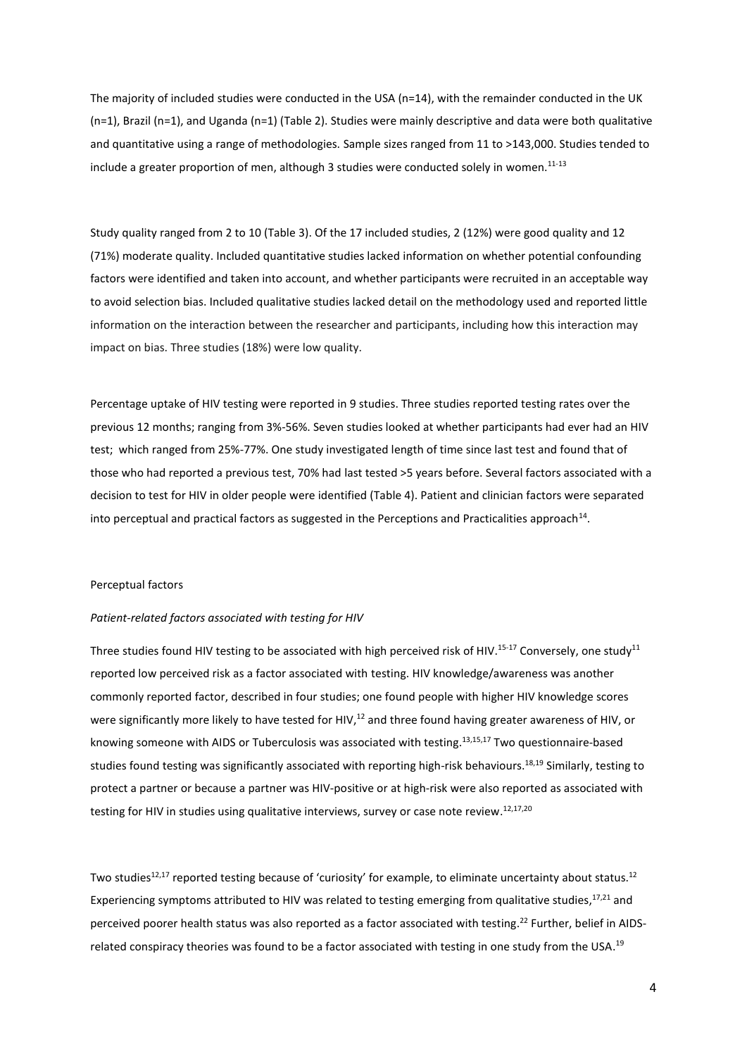The majority of included studies were conducted in the USA (n=14), with the remainder conducted in the UK (n=1), Brazil (n=1), and Uganda (n=1) (Table 2). Studies were mainly descriptive and data were both qualitative and quantitative using a range of methodologies. Sample sizes ranged from 11 to >143,000. Studies tended to include a greater proportion of men, although 3 studies were conducted solely in women.[11-13]

Study quality ranged from 2 to 10 (Table 3). Of the 17 included studies, 2 (12%) were good quality and 12 (71%) moderate quality. Included quantitative studies lacked information on whether potential confounding factors were identified and taken into account, and whether participants were recruited in an acceptable way to avoid selection bias. Included qualitative studies lacked detail on the methodology used and reported little information on the interaction between the researcher and participants, including how this interaction may impact on bias. Three studies (18%) were low quality.

Percentage uptake of HIV testing were reported in 9 studies. Three studies reported testing rates over the previous 12 months; ranging from 3%-56%. Seven studies looked at whether participants had ever had an HIV test; which ranged from 25%-77%. One study investigated length of time since last test and found that of those who had reported a previous test, 70% had last tested >5 years before. Several factors associated with a decision to test for HIV in older people were identified (Table 4). Patient and clinician factors were separated into perceptual and practical factors as suggested in the Perceptions and Practicalities approach[14].

## Perceptual factors

### *Patient-related factors associated with testing for HIV*

Three studies found HIV testing to be associated with high perceived risk of HIV.[15-17] Conversely, one study[11] reported low perceived risk as a factor associated with testing. HIV knowledge/awareness was another commonly reported factor, described in four studies; one found people with higher HIV knowledge scores were significantly more likely to have tested for HIV,[12] and three found having greater awareness of HIV, or knowing someone with AIDS or Tuberculosis was associated with testing.[13,15,17] Two questionnaire-based studies found testing was significantly associated with reporting high-risk behaviours.[18,19] Similarly, testing to protect a partner or because a partner was HIV-positive or at high-risk were also reported as associated with testing for HIV in studies using qualitative interviews, survey or case note review.[12,17,20]

Two studies[12,17] reported testing because of 'curiosity' for example, to eliminate uncertainty about status.[12] Experiencing symptoms attributed to HIV was related to testing emerging from qualitative studies,[17,21] and perceived poorer health status was also reported as a factor associated with testing.[22] Further, belief in AIDS-related conspiracy theories was found to be a factor associated with testing in one study from the USA.[19]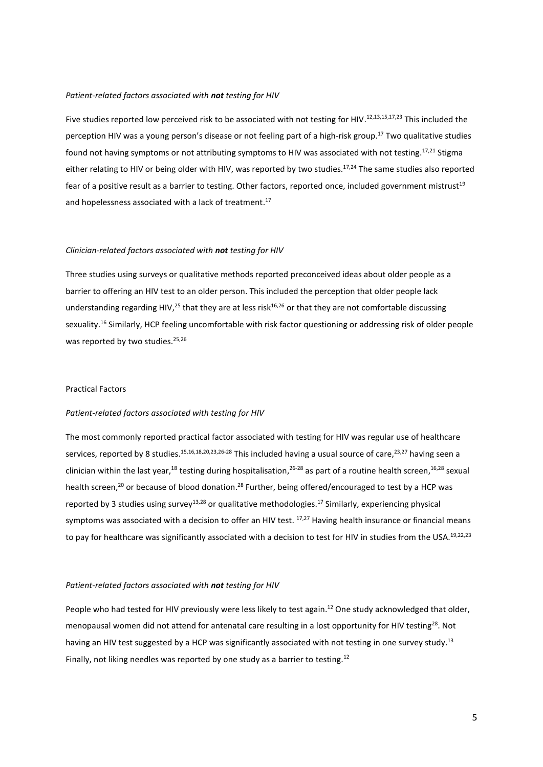*Patient-related factors associated with **not** testing for HIV*

Five studies reported low perceived risk to be associated with not testing for HIV.[12,13,15,17,23] This included the perception HIV was a young person's disease or not feeling part of a high-risk group.[17] Two qualitative studies found not having symptoms or not attributing symptoms to HIV was associated with not testing.[17,21] Stigma either relating to HIV or being older with HIV, was reported by two studies.[17,24] The same studies also reported fear of a positive result as a barrier to testing. Other factors, reported once, included government mistrust[19] and hopelessness associated with a lack of treatment.[17]

*Clinician-related factors associated with **not** testing for HIV*

Three studies using surveys or qualitative methods reported preconceived ideas about older people as a barrier to offering an HIV test to an older person. This included the perception that older people lack understanding regarding HIV,[25] that they are at less risk[16,26] or that they are not comfortable discussing sexuality.[16] Similarly, HCP feeling uncomfortable with risk factor questioning or addressing risk of older people was reported by two studies.[25,26]

Practical Factors

*Patient-related factors associated with testing for HIV*

The most commonly reported practical factor associated with testing for HIV was regular use of healthcare services, reported by 8 studies.[15,16,18,20,23,26-28] This included having a usual source of care,[23,27] having seen a clinician within the last year,[18] testing during hospitalisation,[26-28] as part of a routine health screen,[16,28] sexual health screen,[20] or because of blood donation.[28] Further, being offered/encouraged to test by a HCP was reported by 3 studies using survey[13,28] or qualitative methodologies.[17] Similarly, experiencing physical symptoms was associated with a decision to offer an HIV test. [17,27] Having health insurance or financial means to pay for healthcare was significantly associated with a decision to test for HIV in studies from the USA.[19,22,23]

*Patient-related factors associated with **not** testing for HIV*

People who had tested for HIV previously were less likely to test again.[12] One study acknowledged that older, menopausal women did not attend for antenatal care resulting in a lost opportunity for HIV testing[28]. Not having an HIV test suggested by a HCP was significantly associated with not testing in one survey study.[13] Finally, not liking needles was reported by one study as a barrier to testing.[12]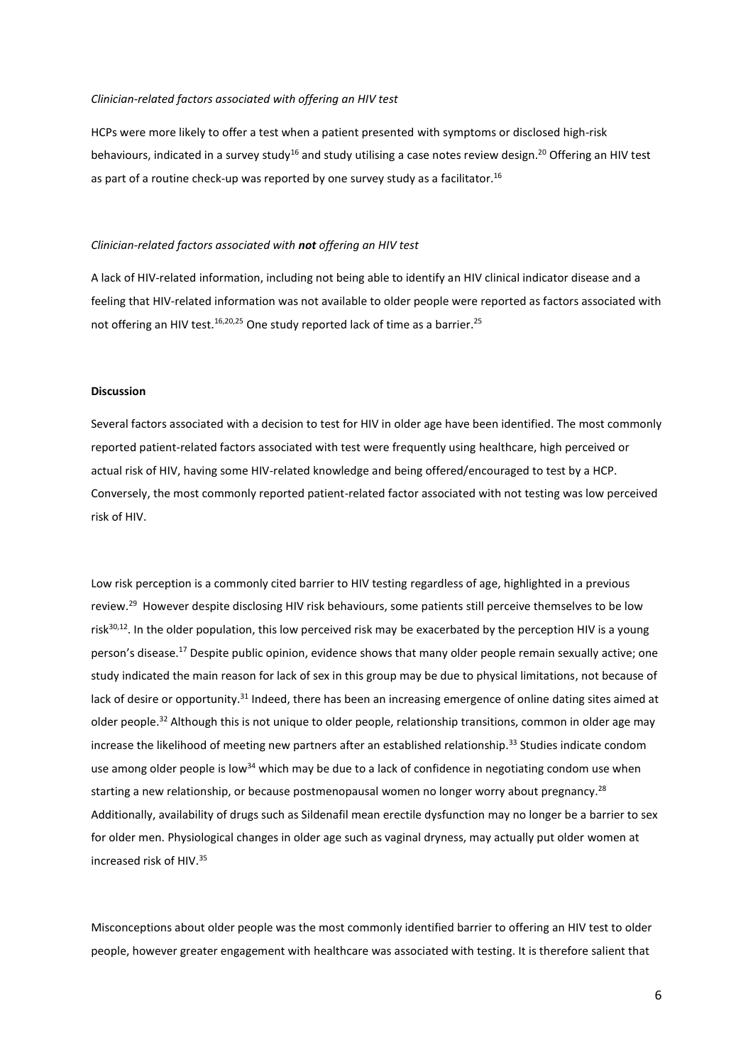*Clinician-related factors associated with offering an HIV test*

HCPs were more likely to offer a test when a patient presented with symptoms or disclosed high-risk behaviours, indicated in a survey study[16] and study utilising a case notes review design.[20] Offering an HIV test as part of a routine check-up was reported by one survey study as a facilitator.[16]

*Clinician-related factors associated with **not** offering an HIV test*

A lack of HIV-related information, including not being able to identify an HIV clinical indicator disease and a feeling that HIV-related information was not available to older people were reported as factors associated with not offering an HIV test.[16,20,25] One study reported lack of time as a barrier.[25]

**Discussion**

Several factors associated with a decision to test for HIV in older age have been identified. The most commonly reported patient-related factors associated with test were frequently using healthcare, high perceived or actual risk of HIV, having some HIV-related knowledge and being offered/encouraged to test by a HCP. Conversely, the most commonly reported patient-related factor associated with not testing was low perceived risk of HIV.

Low risk perception is a commonly cited barrier to HIV testing regardless of age, highlighted in a previous review.[29] However despite disclosing HIV risk behaviours, some patients still perceive themselves to be low risk[30,12]. In the older population, this low perceived risk may be exacerbated by the perception HIV is a young person's disease.[17] Despite public opinion, evidence shows that many older people remain sexually active; one study indicated the main reason for lack of sex in this group may be due to physical limitations, not because of lack of desire or opportunity.[31] Indeed, there has been an increasing emergence of online dating sites aimed at older people.[32] Although this is not unique to older people, relationship transitions, common in older age may increase the likelihood of meeting new partners after an established relationship.[33] Studies indicate condom use among older people is low[34] which may be due to a lack of confidence in negotiating condom use when starting a new relationship, or because postmenopausal women no longer worry about pregnancy.[28] Additionally, availability of drugs such as Sildenafil mean erectile dysfunction may no longer be a barrier to sex for older men. Physiological changes in older age such as vaginal dryness, may actually put older women at increased risk of HIV.[35]

Misconceptions about older people was the most commonly identified barrier to offering an HIV test to older people, however greater engagement with healthcare was associated with testing. It is therefore salient that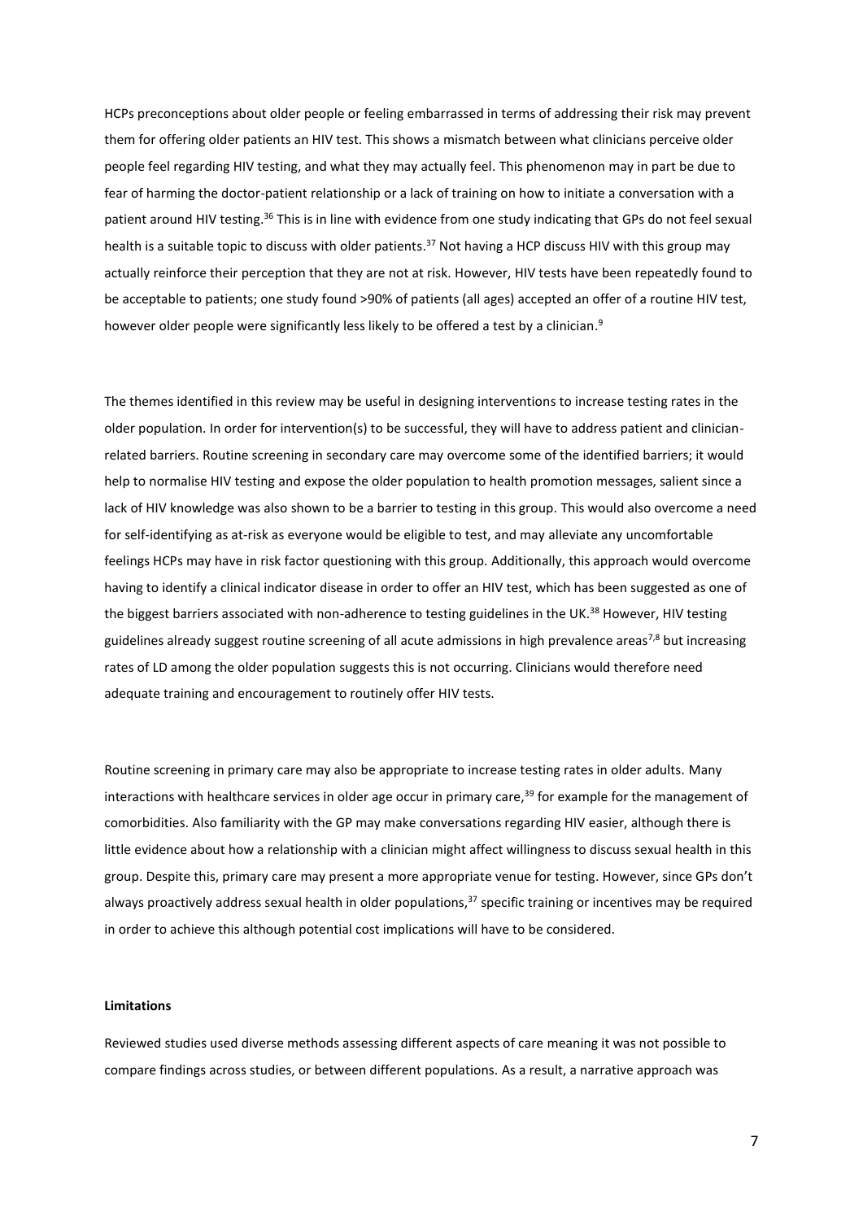HCPs preconceptions about older people or feeling embarrassed in terms of addressing their risk may prevent them for offering older patients an HIV test. This shows a mismatch between what clinicians perceive older people feel regarding HIV testing, and what they may actually feel. This phenomenon may in part be due to fear of harming the doctor-patient relationship or a lack of training on how to initiate a conversation with a patient around HIV testing.[36] This is in line with evidence from one study indicating that GPs do not feel sexual health is a suitable topic to discuss with older patients.[37] Not having a HCP discuss HIV with this group may actually reinforce their perception that they are not at risk. However, HIV tests have been repeatedly found to be acceptable to patients; one study found >90% of patients (all ages) accepted an offer of a routine HIV test, however older people were significantly less likely to be offered a test by a clinician.[9]

The themes identified in this review may be useful in designing interventions to increase testing rates in the older population. In order for intervention(s) to be successful, they will have to address patient and clinician-related barriers. Routine screening in secondary care may overcome some of the identified barriers; it would help to normalise HIV testing and expose the older population to health promotion messages, salient since a lack of HIV knowledge was also shown to be a barrier to testing in this group. This would also overcome a need for self-identifying as at-risk as everyone would be eligible to test, and may alleviate any uncomfortable feelings HCPs may have in risk factor questioning with this group. Additionally, this approach would overcome having to identify a clinical indicator disease in order to offer an HIV test, which has been suggested as one of the biggest barriers associated with non-adherence to testing guidelines in the UK.[38] However, HIV testing guidelines already suggest routine screening of all acute admissions in high prevalence areas[7,8] but increasing rates of LD among the older population suggests this is not occurring. Clinicians would therefore need adequate training and encouragement to routinely offer HIV tests.

Routine screening in primary care may also be appropriate to increase testing rates in older adults. Many interactions with healthcare services in older age occur in primary care,[39] for example for the management of comorbidities. Also familiarity with the GP may make conversations regarding HIV easier, although there is little evidence about how a relationship with a clinician might affect willingness to discuss sexual health in this group. Despite this, primary care may present a more appropriate venue for testing. However, since GPs don't always proactively address sexual health in older populations,[37] specific training or incentives may be required in order to achieve this although potential cost implications will have to be considered.

**Limitations**

Reviewed studies used diverse methods assessing different aspects of care meaning it was not possible to compare findings across studies, or between different populations. As a result, a narrative approach was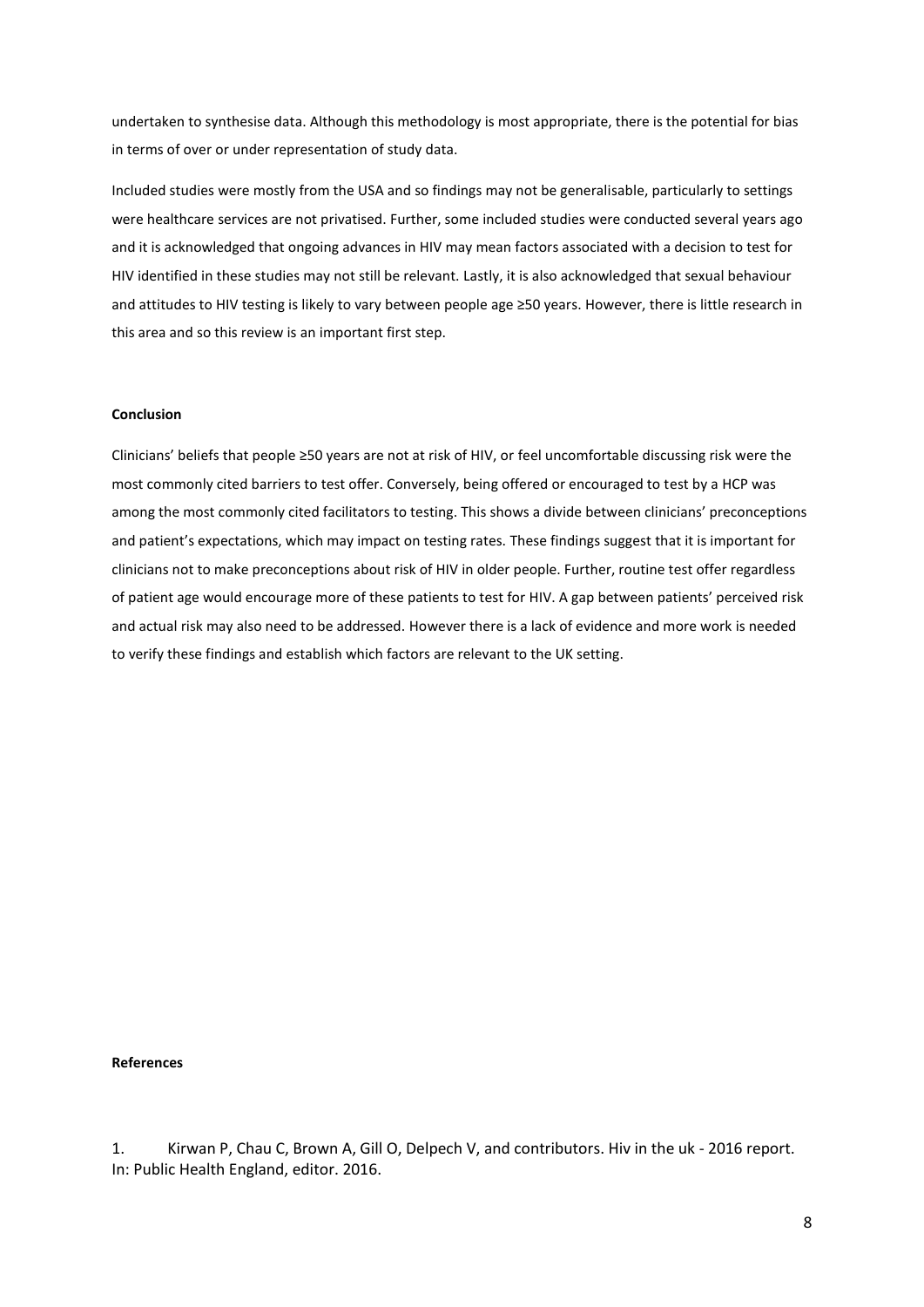undertaken to synthesise data. Although this methodology is most appropriate, there is the potential for bias in terms of over or under representation of study data.

Included studies were mostly from the USA and so findings may not be generalisable, particularly to settings were healthcare services are not privatised. Further, some included studies were conducted several years ago and it is acknowledged that ongoing advances in HIV may mean factors associated with a decision to test for HIV identified in these studies may not still be relevant. Lastly, it is also acknowledged that sexual behaviour and attitudes to HIV testing is likely to vary between people age ≥50 years. However, there is little research in this area and so this review is an important first step.

**Conclusion**

Clinicians' beliefs that people ≥50 years are not at risk of HIV, or feel uncomfortable discussing risk were the most commonly cited barriers to test offer. Conversely, being offered or encouraged to test by a HCP was among the most commonly cited facilitators to testing. This shows a divide between clinicians' preconceptions and patient's expectations, which may impact on testing rates. These findings suggest that it is important for clinicians not to make preconceptions about risk of HIV in older people. Further, routine test offer regardless of patient age would encourage more of these patients to test for HIV. A gap between patients' perceived risk and actual risk may also need to be addressed. However there is a lack of evidence and more work is needed to verify these findings and establish which factors are relevant to the UK setting.

**References**

1. Kirwan P, Chau C, Brown A, Gill O, Delpech V, and contributors. Hiv in the uk - 2016 report. In: Public Health England, editor. 2016.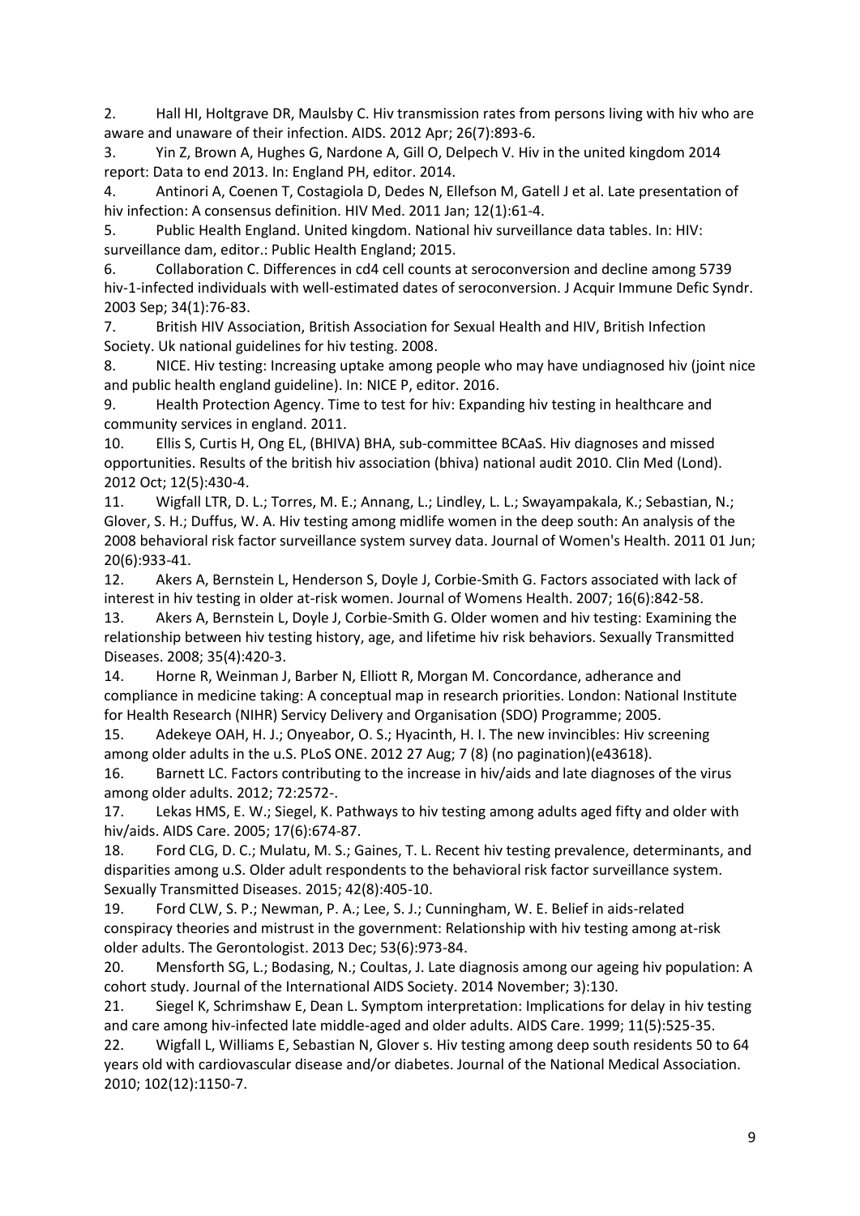2. Hall HI, Holtgrave DR, Maulsby C. Hiv transmission rates from persons living with hiv who are aware and unaware of their infection. AIDS. 2012 Apr; 26(7):893-6.
3. Yin Z, Brown A, Hughes G, Nardone A, Gill O, Delpech V. Hiv in the united kingdom 2014 report: Data to end 2013. In: England PH, editor. 2014.
4. Antinori A, Coenen T, Costagiola D, Dedes N, Ellefson M, Gatell J et al. Late presentation of hiv infection: A consensus definition. HIV Med. 2011 Jan; 12(1):61-4.
5. Public Health England. United kingdom. National hiv surveillance data tables. In: HIV: surveillance dam, editor.: Public Health England; 2015.
6. Collaboration C. Differences in cd4 cell counts at seroconversion and decline among 5739 hiv-1-infected individuals with well-estimated dates of seroconversion. J Acquir Immune Defic Syndr. 2003 Sep; 34(1):76-83.
7. British HIV Association, British Association for Sexual Health and HIV, British Infection Society. Uk national guidelines for hiv testing. 2008.
8. NICE. Hiv testing: Increasing uptake among people who may have undiagnosed hiv (joint nice and public health england guideline). In: NICE P, editor. 2016.
9. Health Protection Agency. Time to test for hiv: Expanding hiv testing in healthcare and community services in england. 2011.
10. Ellis S, Curtis H, Ong EL, (BHIVA) BHA, sub-committee BCAaS. Hiv diagnoses and missed opportunities. Results of the british hiv association (bhiva) national audit 2010. Clin Med (Lond). 2012 Oct; 12(5):430-4.
11. Wigfall LTR, D. L.; Torres, M. E.; Annang, L.; Lindley, L. L.; Swayampakala, K.; Sebastian, N.; Glover, S. H.; Duffus, W. A. Hiv testing among midlife women in the deep south: An analysis of the 2008 behavioral risk factor surveillance system survey data. Journal of Women's Health. 2011 01 Jun; 20(6):933-41.
12. Akers A, Bernstein L, Henderson S, Doyle J, Corbie-Smith G. Factors associated with lack of interest in hiv testing in older at-risk women. Journal of Womens Health. 2007; 16(6):842-58.
13. Akers A, Bernstein L, Doyle J, Corbie-Smith G. Older women and hiv testing: Examining the relationship between hiv testing history, age, and lifetime hiv risk behaviors. Sexually Transmitted Diseases. 2008; 35(4):420-3.
14. Horne R, Weinman J, Barber N, Elliott R, Morgan M. Concordance, adherance and compliance in medicine taking: A conceptual map in research priorities. London: National Institute for Health Research (NIHR) Servicy Delivery and Organisation (SDO) Programme; 2005.
15. Adekeye OAH, H. J.; Onyeabor, O. S.; Hyacinth, H. I. The new invincibles: Hiv screening among older adults in the u.S. PLoS ONE. 2012 27 Aug; 7 (8) (no pagination)(e43618).
16. Barnett LC. Factors contributing to the increase in hiv/aids and late diagnoses of the virus among older adults. 2012; 72:2572-.
17. Lekas HMS, E. W.; Siegel, K. Pathways to hiv testing among adults aged fifty and older with hiv/aids. AIDS Care. 2005; 17(6):674-87.
18. Ford CLG, D. C.; Mulatu, M. S.; Gaines, T. L. Recent hiv testing prevalence, determinants, and disparities among u.S. Older adult respondents to the behavioral risk factor surveillance system. Sexually Transmitted Diseases. 2015; 42(8):405-10.
19. Ford CLW, S. P.; Newman, P. A.; Lee, S. J.; Cunningham, W. E. Belief in aids-related conspiracy theories and mistrust in the government: Relationship with hiv testing among at-risk older adults. The Gerontologist. 2013 Dec; 53(6):973-84.
20. Mensforth SG, L.; Bodasing, N.; Coultas, J. Late diagnosis among our ageing hiv population: A cohort study. Journal of the International AIDS Society. 2014 November; 3):130.
21. Siegel K, Schrimshaw E, Dean L. Symptom interpretation: Implications for delay in hiv testing and care among hiv-infected late middle-aged and older adults. AIDS Care. 1999; 11(5):525-35.
22. Wigfall L, Williams E, Sebastian N, Glover s. Hiv testing among deep south residents 50 to 64 years old with cardiovascular disease and/or diabetes. Journal of the National Medical Association. 2010; 102(12):1150-7.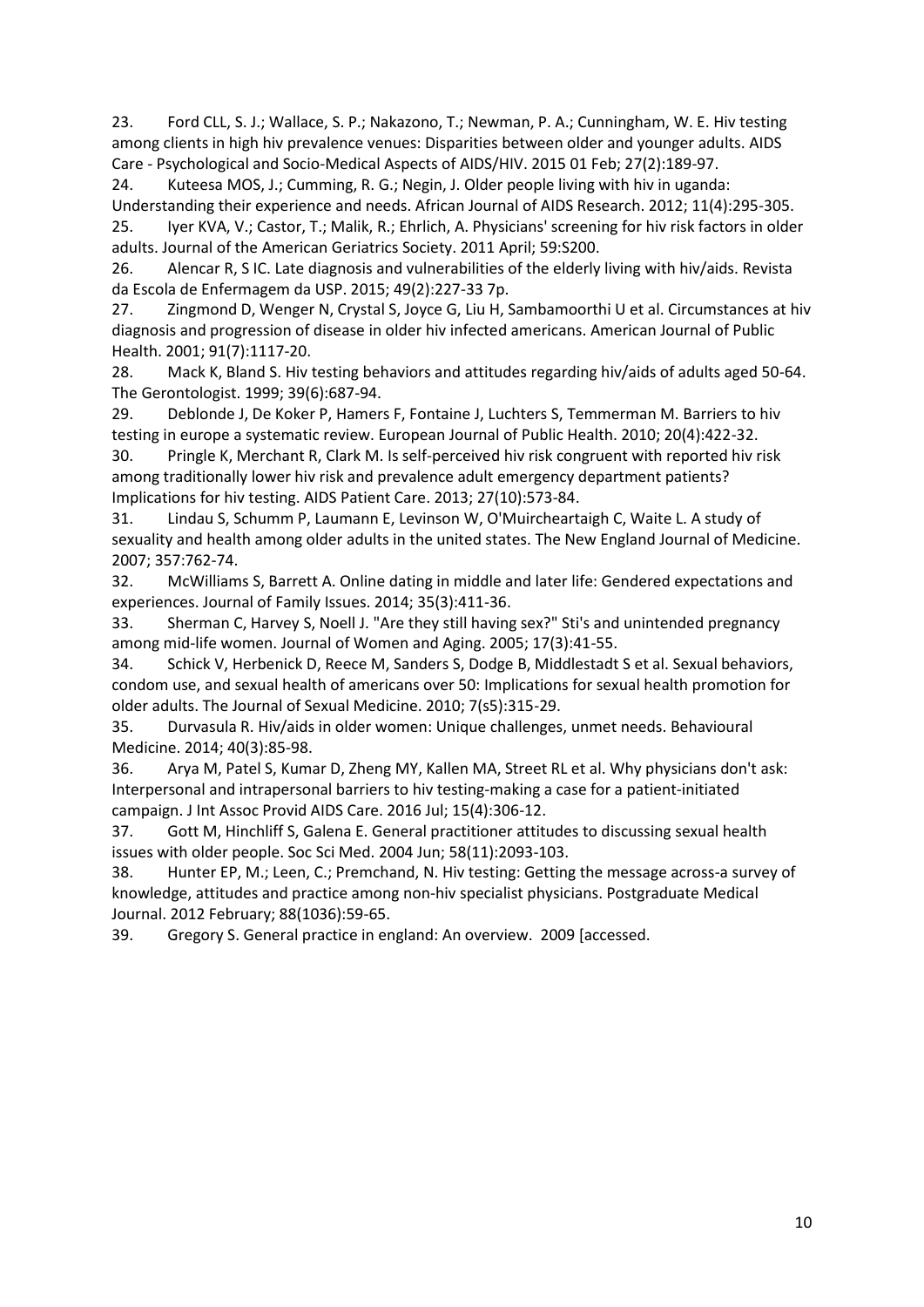23. Ford CLL, S. J.; Wallace, S. P.; Nakazono, T.; Newman, P. A.; Cunningham, W. E. Hiv testing among clients in high hiv prevalence venues: Disparities between older and younger adults. AIDS Care - Psychological and Socio-Medical Aspects of AIDS/HIV. 2015 01 Feb; 27(2):189-97.
24. Kuteesa MOS, J.; Cumming, R. G.; Negin, J. Older people living with hiv in uganda: Understanding their experience and needs. African Journal of AIDS Research. 2012; 11(4):295-305.
25. Iyer KVA, V.; Castor, T.; Malik, R.; Ehrlich, A. Physicians' screening for hiv risk factors in older adults. Journal of the American Geriatrics Society. 2011 April; 59:S200.
26. Alencar R, S IC. Late diagnosis and vulnerabilities of the elderly living with hiv/aids. Revista da Escola de Enfermagem da USP. 2015; 49(2):227-33 7p.
27. Zingmond D, Wenger N, Crystal S, Joyce G, Liu H, Sambamoorthi U et al. Circumstances at hiv diagnosis and progression of disease in older hiv infected americans. American Journal of Public Health. 2001; 91(7):1117-20.
28. Mack K, Bland S. Hiv testing behaviors and attitudes regarding hiv/aids of adults aged 50-64. The Gerontologist. 1999; 39(6):687-94.
29. Deblonde J, De Koker P, Hamers F, Fontaine J, Luchters S, Temmerman M. Barriers to hiv testing in europe a systematic review. European Journal of Public Health. 2010; 20(4):422-32.
30. Pringle K, Merchant R, Clark M. Is self-perceived hiv risk congruent with reported hiv risk among traditionally lower hiv risk and prevalence adult emergency department patients? Implications for hiv testing. AIDS Patient Care. 2013; 27(10):573-84.
31. Lindau S, Schumm P, Laumann E, Levinson W, O'Muircheartaigh C, Waite L. A study of sexuality and health among older adults in the united states. The New England Journal of Medicine. 2007; 357:762-74.
32. McWilliams S, Barrett A. Online dating in middle and later life: Gendered expectations and experiences. Journal of Family Issues. 2014; 35(3):411-36.
33. Sherman C, Harvey S, Noell J. "Are they still having sex?" Sti's and unintended pregnancy among mid-life women. Journal of Women and Aging. 2005; 17(3):41-55.
34. Schick V, Herbenick D, Reece M, Sanders S, Dodge B, Middlestadt S et al. Sexual behaviors, condom use, and sexual health of americans over 50: Implications for sexual health promotion for older adults. The Journal of Sexual Medicine. 2010; 7(s5):315-29.
35. Durvasula R. Hiv/aids in older women: Unique challenges, unmet needs. Behavioural Medicine. 2014; 40(3):85-98.
36. Arya M, Patel S, Kumar D, Zheng MY, Kallen MA, Street RL et al. Why physicians don't ask: Interpersonal and intrapersonal barriers to hiv testing-making a case for a patient-initiated campaign. J Int Assoc Provid AIDS Care. 2016 Jul; 15(4):306-12.
37. Gott M, Hinchliff S, Galena E. General practitioner attitudes to discussing sexual health issues with older people. Soc Sci Med. 2004 Jun; 58(11):2093-103.
38. Hunter EP, M.; Leen, C.; Premchand, N. Hiv testing: Getting the message across-a survey of knowledge, attitudes and practice among non-hiv specialist physicians. Postgraduate Medical Journal. 2012 February; 88(1036):59-65.
39. Gregory S. General practice in england: An overview. 2009 [accessed.